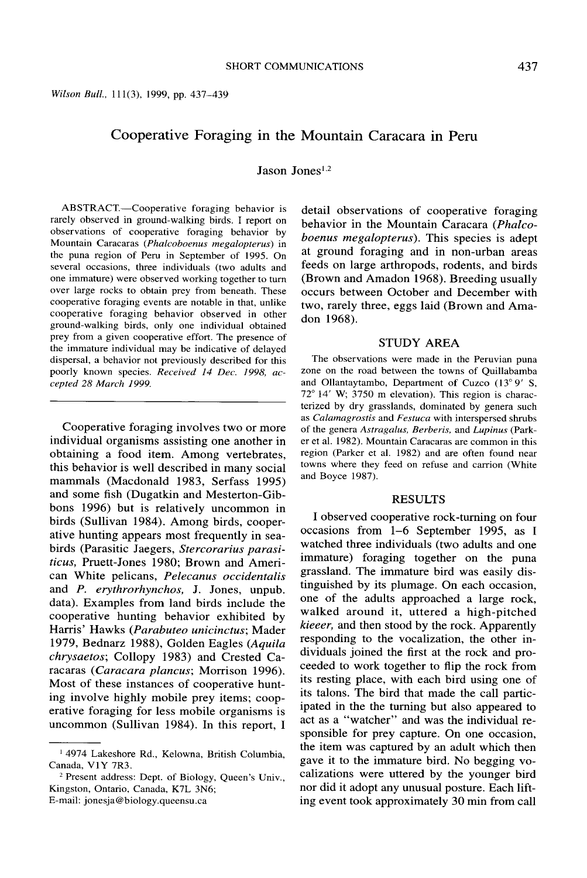# Cooperative Foraging in the Mountain Caracara in Peru

Jason Jones[1,2]

ABSTRACT.—Cooperative foraging behavior is rarely observed in ground-walking birds. I report on observations of cooperative foraging behavior by Mountain Caracaras (*Phalcoboenus megalopterus*) in the puna region of Peru in September of 1995. On several occasions, three individuals (two adults and one immature) were observed working together to turn over large rocks to obtain prey from beneath. These cooperative foraging events are notable in that, unlike cooperative foraging behavior observed in other ground-walking birds, only one individual obtained prey from a given cooperative effort. The presence of the immature individual may be indicative of delayed dispersal, a behavior not previously described for this poorly known species. *Received 14 Dec. 1998, accepted 28 March 1999.*

---

Cooperative foraging involves two or more individual organisms assisting one another in obtaining a food item. Among vertebrates, this behavior is well described in many social mammals (Macdonald 1983, Serfass 1995) and some fish (Dugatkin and Mesterton-Gibbons 1996) but is relatively uncommon in birds (Sullivan 1984). Among birds, cooperative hunting appears most frequently in seabirds (Parasitic Jaegers, *Stercorarius parasiticus*, Pruett-Jones 1980; Brown and American White pelicans, *Pelecanus occidentalis* and *P. erythrorhynchos*, J. Jones, unpub. data). Examples from land birds include the cooperative hunting behavior exhibited by Harris' Hawks (*Parabuteo unicinctus*; Mader 1979, Bednarz 1988), Golden Eagles (*Aquila chrysaetos*; Collopy 1983) and Crested Caracaras (*Caracara plancus*; Morrison 1996). Most of these instances of cooperative hunting involve highly mobile prey items; cooperative foraging for less mobile organisms is uncommon (Sullivan 1984). In this report, I detail observations of cooperative foraging behavior in the Mountain Caracara (*Phalcoboenus megalopterus*). This species is adept at ground foraging and in non-urban areas feeds on large arthropods, rodents, and birds (Brown and Amadon 1968). Breeding usually occurs between October and December with two, rarely three, eggs laid (Brown and Amadon 1968).

## STUDY AREA

The observations were made in the Peruvian puna zone on the road between the towns of Quillabamba and Ollantaytambo, Department of Cuzco (13° 9′ S, 72° 14′ W; 3750 m elevation). This region is characterized by dry grasslands, dominated by genera such as *Calamagrostis* and *Festuca* with interspersed shrubs of the genera *Astragalus*, *Berberis*, and *Lupinus* (Parker et al. 1982). Mountain Caracaras are common in this region (Parker et al. 1982) and are often found near towns where they feed on refuse and carrion (White and Boyce 1987).

## RESULTS

I observed cooperative rock-turning on four occasions from 1–6 September 1995, as I watched three individuals (two adults and one immature) foraging together on the puna grassland. The immature bird was easily distinguished by its plumage. On each occasion, one of the adults approached a large rock, walked around it, uttered a high-pitched *kieeer*, and then stood by the rock. Apparently responding to the vocalization, the other individuals joined the first at the rock and proceeded to work together to flip the rock from its resting place, with each bird using one of its talons. The bird that made the call participated in the the turning but also appeared to act as a "watcher" and was the individual responsible for prey capture. On one occasion, the item was captured by an adult which then gave it to the immature bird. No begging vocalizations were uttered by the younger bird nor did it adopt any unusual posture. Each lifting event took approximately 30 min from call

---

[1] 4974 Lakeshore Rd., Kelowna, British Columbia, Canada, V1Y 7R3.

[2] Present address: Dept. of Biology, Queen's Univ., Kingston, Ontario, Canada, K7L 3N6; E-mail: jonesja@biology.queensu.ca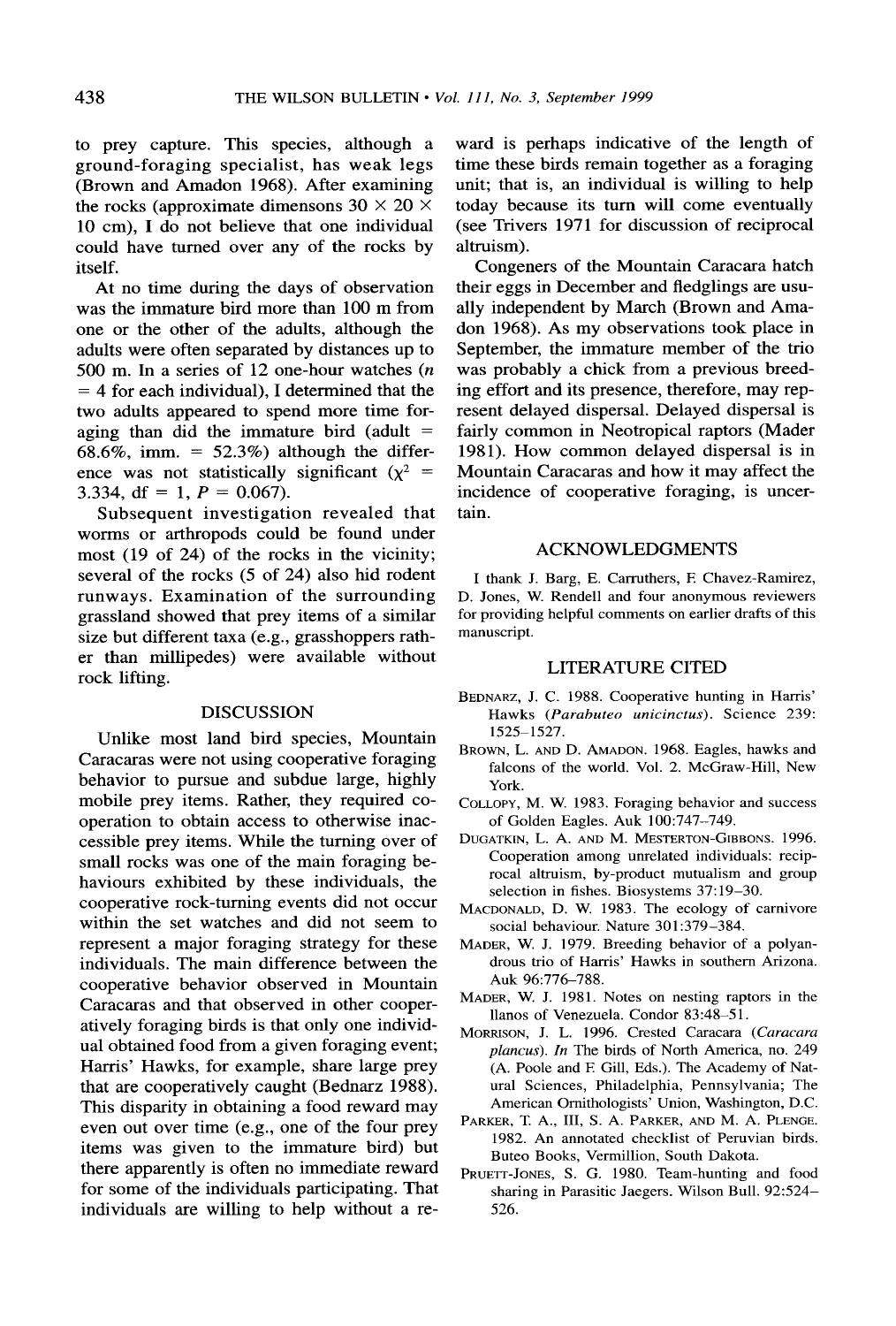to prey capture. This species, although a ground-foraging specialist, has weak legs (Brown and Amadon 1968). After examining the rocks (approximate dimensons 30 × 20 × 10 cm), I do not believe that one individual could have turned over any of the rocks by itself.

At no time during the days of observation was the immature bird more than 100 m from one or the other of the adults, although the adults were often separated by distances up to 500 m. In a series of 12 one-hour watches ($n = 4$ for each individual), I determined that the two adults appeared to spend more time foraging than did the immature bird (adult = 68.6%, imm. = 52.3%) although the difference was not statistically significant ($\chi^2 = 3.334$, df = 1, $P = 0.067$).

Subsequent investigation revealed that worms or arthropods could be found under most (19 of 24) of the rocks in the vicinity; several of the rocks (5 of 24) also hid rodent runways. Examination of the surrounding grassland showed that prey items of a similar size but different taxa (e.g., grasshoppers rather than millipedes) were available without rock lifting.

## DISCUSSION

Unlike most land bird species, Mountain Caracaras were not using cooperative foraging behavior to pursue and subdue large, highly mobile prey items. Rather, they required cooperation to obtain access to otherwise inaccessible prey items. While the turning over of small rocks was one of the main foraging behaviours exhibited by these individuals, the cooperative rock-turning events did not occur within the set watches and did not seem to represent a major foraging strategy for these individuals. The main difference between the cooperative behavior observed in Mountain Caracaras and that observed in other cooperatively foraging birds is that only one individual obtained food from a given foraging event; Harris' Hawks, for example, share large prey that are cooperatively caught (Bednarz 1988). This disparity in obtaining a food reward may even out over time (e.g., one of the four prey items was given to the immature bird) but there apparently is often no immediate reward for some of the individuals participating. That individuals are willing to help without a reward is perhaps indicative of the length of time these birds remain together as a foraging unit; that is, an individual is willing to help today because its turn will come eventually (see Trivers 1971 for discussion of reciprocal altruism).

Congeners of the Mountain Caracara hatch their eggs in December and fledglings are usually independent by March (Brown and Amadon 1968). As my observations took place in September, the immature member of the trio was probably a chick from a previous breeding effort and its presence, therefore, may represent delayed dispersal. Delayed dispersal is fairly common in Neotropical raptors (Mader 1981). How common delayed dispersal is in Mountain Caracaras and how it may affect the incidence of cooperative foraging, is uncertain.

## ACKNOWLEDGMENTS

I thank J. Barg, E. Carruthers, F. Chavez-Ramirez, D. Jones, W. Rendell and four anonymous reviewers for providing helpful comments on earlier drafts of this manuscript.

## LITERATURE CITED

Bednarz, J. C. 1988. Cooperative hunting in Harris' Hawks (*Parabuteo unicinctus*). Science 239: 1525–1527.

Brown, L. and D. Amadon. 1968. Eagles, hawks and falcons of the world. Vol. 2. McGraw-Hill, New York.

Collopy, M. W. 1983. Foraging behavior and success of Golden Eagles. Auk 100:747–749.

Dugatkin, L. A. and M. Mesterton-Gibbons. 1996. Cooperation among unrelated individuals: reciprocal altruism, by-product mutualism and group selection in fishes. Biosystems 37:19–30.

Macdonald, D. W. 1983. The ecology of carnivore social behaviour. Nature 301:379–384.

Mader, W. J. 1979. Breeding behavior of a polyandrous trio of Harris' Hawks in southern Arizona. Auk 96:776–788.

Mader, W. J. 1981. Notes on nesting raptors in the llanos of Venezuela. Condor 83:48–51.

Morrison, J. L. 1996. Crested Caracara (*Caracara plancus*). *In* The birds of North America, no. 249 (A. Poole and F. Gill, Eds.). The Academy of Natural Sciences, Philadelphia, Pennsylvania; The American Ornithologists' Union, Washington, D.C.

Parker, T. A., III, S. A. Parker, and M. A. Plenge. 1982. An annotated checklist of Peruvian birds. Buteo Books, Vermillion, South Dakota.

Pruett-Jones, S. G. 1980. Team-hunting and food sharing in Parasitic Jaegers. Wilson Bull. 92:524–526.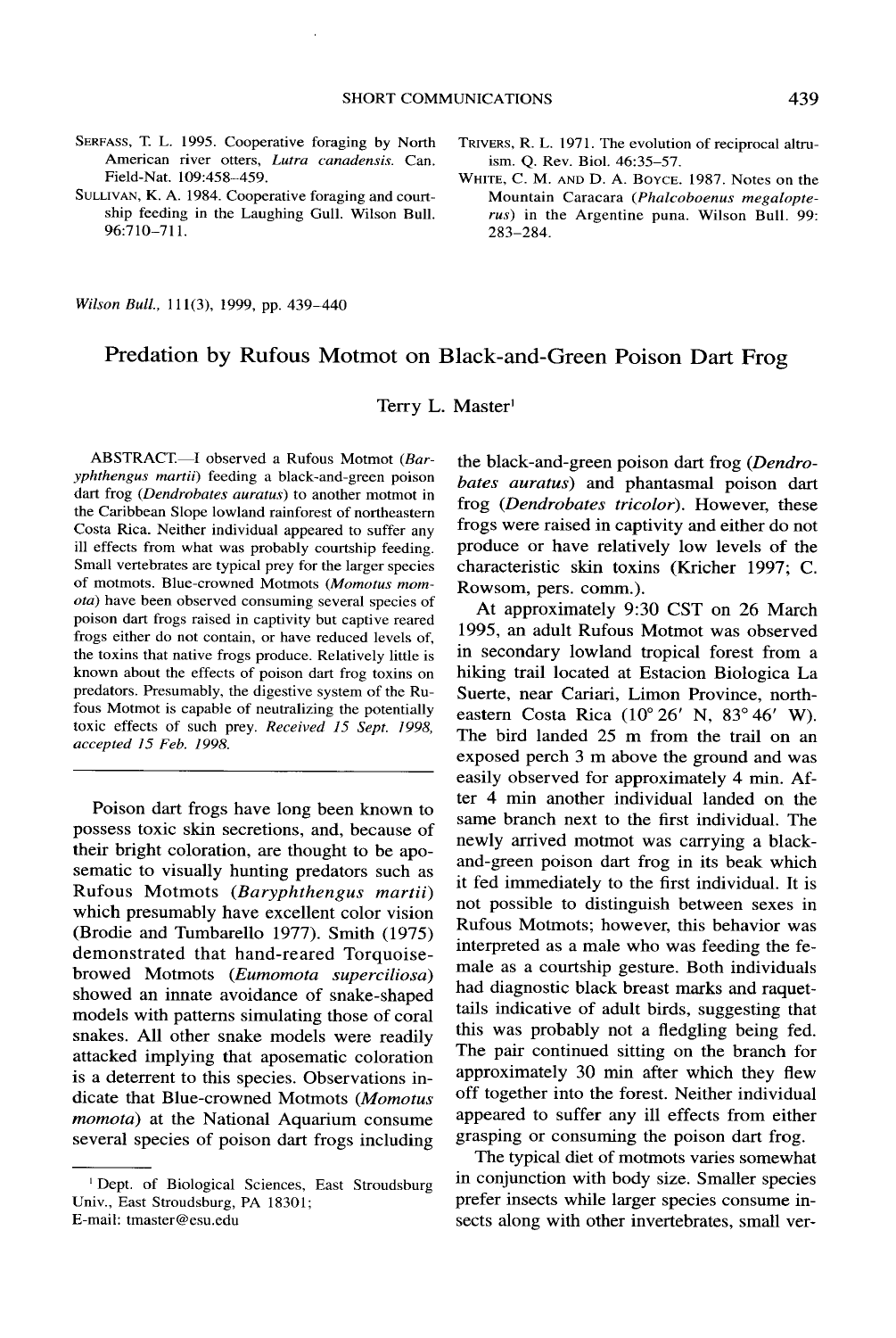SERFASS, T. L. 1995. Cooperative foraging by North American river otters, *Lutra canadensis*. Can. Field-Nat. 109:458–459.

SULLIVAN, K. A. 1984. Cooperative foraging and courtship feeding in the Laughing Gull. Wilson Bull. 96:710–711.

TRIVERS, R. L. 1971. The evolution of reciprocal altruism. Q. Rev. Biol. 46:35–57.

WHITE, C. M. AND D. A. BOYCE. 1987. Notes on the Mountain Caracara (*Phalcoboenus megalopterus*) in the Argentine puna. Wilson Bull. 99: 283–284.

*Wilson Bull.*, 111(3), 1999, pp. 439–440

# Predation by Rufous Motmot on Black-and-Green Poison Dart Frog

Terry L. Master[1]

ABSTRACT.—I observed a Rufous Motmot (*Baryphthengus martii*) feeding a black-and-green poison dart frog (*Dendrobates auratus*) to another motmot in the Caribbean Slope lowland rainforest of northeastern Costa Rica. Neither individual appeared to suffer any ill effects from what was probably courtship feeding. Small vertebrates are typical prey for the larger species of motmots. Blue-crowned Motmots (*Momotus momota*) have been observed consuming several species of poison dart frogs raised in captivity but captive reared frogs either do not contain, or have reduced levels of, the toxins that native frogs produce. Relatively little is known about the effects of poison dart frog toxins on predators. Presumably, the digestive system of the Rufous Motmot is capable of neutralizing the potentially toxic effects of such prey. *Received 15 Sept. 1998, accepted 15 Feb. 1998.*

Poison dart frogs have long been known to possess toxic skin secretions, and, because of their bright coloration, are thought to be aposematic to visually hunting predators such as Rufous Motmots (*Baryphthengus martii*) which presumably have excellent color vision (Brodie and Tumbarello 1977). Smith (1975) demonstrated that hand-reared Torquoise-browed Motmots (*Eumomota superciliosa*) showed an innate avoidance of snake-shaped models with patterns simulating those of coral snakes. All other snake models were readily attacked implying that aposematic coloration is a deterrent to this species. Observations indicate that Blue-crowned Motmots (*Momotus momota*) at the National Aquarium consume several species of poison dart frogs including the black-and-green poison dart frog (*Dendrobates auratus*) and phantasmal poison dart frog (*Dendrobates tricolor*). However, these frogs were raised in captivity and either do not produce or have relatively low levels of the characteristic skin toxins (Kricher 1997; C. Rowsom, pers. comm.).

At approximately 9:30 CST on 26 March 1995, an adult Rufous Motmot was observed in secondary lowland tropical forest from a hiking trail located at Estacion Biologica La Suerte, near Cariari, Limon Province, northeastern Costa Rica (10° 26′ N, 83° 46′ W). The bird landed 25 m from the trail on an exposed perch 3 m above the ground and was easily observed for approximately 4 min. After 4 min another individual landed on the same branch next to the first individual. The newly arrived motmot was carrying a black-and-green poison dart frog in its beak which it fed immediately to the first individual. It is not possible to distinguish between sexes in Rufous Motmots; however, this behavior was interpreted as a male who was feeding the female as a courtship gesture. Both individuals had diagnostic black breast marks and raquet-tails indicative of adult birds, suggesting that this was probably not a fledgling being fed. The pair continued sitting on the branch for approximately 30 min after which they flew off together into the forest. Neither individual appeared to suffer any ill effects from either grasping or consuming the poison dart frog.

The typical diet of motmots varies somewhat in conjunction with body size. Smaller species prefer insects while larger species consume insects along with other invertebrates, small ver-

[1] Dept. of Biological Sciences, East Stroudsburg Univ., East Stroudsburg, PA 18301; E-mail: tmaster@esu.edu